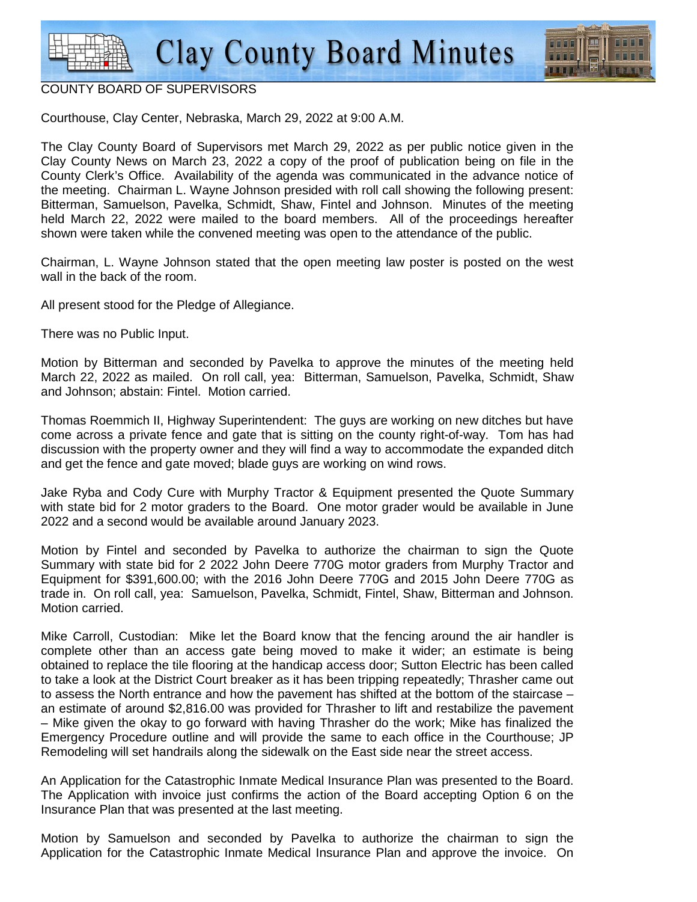# Clay County Board Minutes

COUNTY BOARD OF SUPERVISORS

Courthouse, Clay Center, Nebraska, March 29, 2022 at 9:00 A.M.

The Clay County Board of Supervisors met March 29, 2022 as per public notice given in the Clay County News on March 23, 2022 a copy of the proof of publication being on file in the County Clerk's Office. Availability of the agenda was communicated in the advance notice of the meeting. Chairman L. Wayne Johnson presided with roll call showing the following present: Bitterman, Samuelson, Pavelka, Schmidt, Shaw, Fintel and Johnson. Minutes of the meeting held March 22, 2022 were mailed to the board members. All of the proceedings hereafter shown were taken while the convened meeting was open to the attendance of the public.

Chairman, L. Wayne Johnson stated that the open meeting law poster is posted on the west wall in the back of the room.

All present stood for the Pledge of Allegiance.

There was no Public Input.

Motion by Bitterman and seconded by Pavelka to approve the minutes of the meeting held March 22, 2022 as mailed. On roll call, yea: Bitterman, Samuelson, Pavelka, Schmidt, Shaw and Johnson; abstain: Fintel. Motion carried.

Thomas Roemmich II, Highway Superintendent: The guys are working on new ditches but have come across a private fence and gate that is sitting on the county right-of-way. Tom has had discussion with the property owner and they will find a way to accommodate the expanded ditch and get the fence and gate moved; blade guys are working on wind rows.

Jake Ryba and Cody Cure with Murphy Tractor & Equipment presented the Quote Summary with state bid for 2 motor graders to the Board. One motor grader would be available in June 2022 and a second would be available around January 2023.

Motion by Fintel and seconded by Pavelka to authorize the chairman to sign the Quote Summary with state bid for 2 2022 John Deere 770G motor graders from Murphy Tractor and Equipment for $391,600.00; with the 2016 John Deere 770G and 2015 John Deere 770G as trade in. On roll call, yea: Samuelson, Pavelka, Schmidt, Fintel, Shaw, Bitterman and Johnson. Motion carried.

Mike Carroll, Custodian: Mike let the Board know that the fencing around the air handler is complete other than an access gate being moved to make it wider; an estimate is being obtained to replace the tile flooring at the handicap access door; Sutton Electric has been called to take a look at the District Court breaker as it has been tripping repeatedly; Thrasher came out to assess the North entrance and how the pavement has shifted at the bottom of the staircase – an estimate of around $2,816.00 was provided for Thrasher to lift and restabilize the pavement – Mike given the okay to go forward with having Thrasher do the work; Mike has finalized the Emergency Procedure outline and will provide the same to each office in the Courthouse; JP Remodeling will set handrails along the sidewalk on the East side near the street access.

An Application for the Catastrophic Inmate Medical Insurance Plan was presented to the Board. The Application with invoice just confirms the action of the Board accepting Option 6 on the Insurance Plan that was presented at the last meeting.

Motion by Samuelson and seconded by Pavelka to authorize the chairman to sign the Application for the Catastrophic Inmate Medical Insurance Plan and approve the invoice. On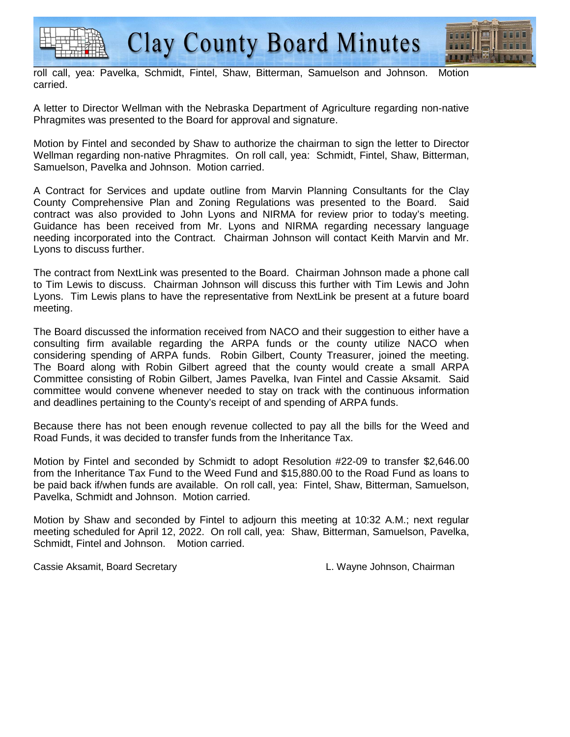roll call, yea: Pavelka, Schmidt, Fintel, Shaw, Bitterman, Samuelson and Johnson. Motion carried.

A letter to Director Wellman with the Nebraska Department of Agriculture regarding non-native Phragmites was presented to the Board for approval and signature.

Motion by Fintel and seconded by Shaw to authorize the chairman to sign the letter to Director Wellman regarding non-native Phragmites. On roll call, yea: Schmidt, Fintel, Shaw, Bitterman, Samuelson, Pavelka and Johnson. Motion carried.

A Contract for Services and update outline from Marvin Planning Consultants for the Clay County Comprehensive Plan and Zoning Regulations was presented to the Board. Said contract was also provided to John Lyons and NIRMA for review prior to today's meeting. Guidance has been received from Mr. Lyons and NIRMA regarding necessary language needing incorporated into the Contract. Chairman Johnson will contact Keith Marvin and Mr. Lyons to discuss further.

The contract from NextLink was presented to the Board. Chairman Johnson made a phone call to Tim Lewis to discuss. Chairman Johnson will discuss this further with Tim Lewis and John Lyons. Tim Lewis plans to have the representative from NextLink be present at a future board meeting.

The Board discussed the information received from NACO and their suggestion to either have a consulting firm available regarding the ARPA funds or the county utilize NACO when considering spending of ARPA funds. Robin Gilbert, County Treasurer, joined the meeting. The Board along with Robin Gilbert agreed that the county would create a small ARPA Committee consisting of Robin Gilbert, James Pavelka, Ivan Fintel and Cassie Aksamit. Said committee would convene whenever needed to stay on track with the continuous information and deadlines pertaining to the County's receipt of and spending of ARPA funds.

Because there has not been enough revenue collected to pay all the bills for the Weed and Road Funds, it was decided to transfer funds from the Inheritance Tax.

Motion by Fintel and seconded by Schmidt to adopt Resolution #22-09 to transfer $2,646.00 from the Inheritance Tax Fund to the Weed Fund and $15,880.00 to the Road Fund as loans to be paid back if/when funds are available. On roll call, yea: Fintel, Shaw, Bitterman, Samuelson, Pavelka, Schmidt and Johnson. Motion carried.

Motion by Shaw and seconded by Fintel to adjourn this meeting at 10:32 A.M.; next regular meeting scheduled for April 12, 2022. On roll call, yea: Shaw, Bitterman, Samuelson, Pavelka, Schmidt, Fintel and Johnson. Motion carried.

Cassie Aksamit, Board Secretary

L. Wayne Johnson, Chairman